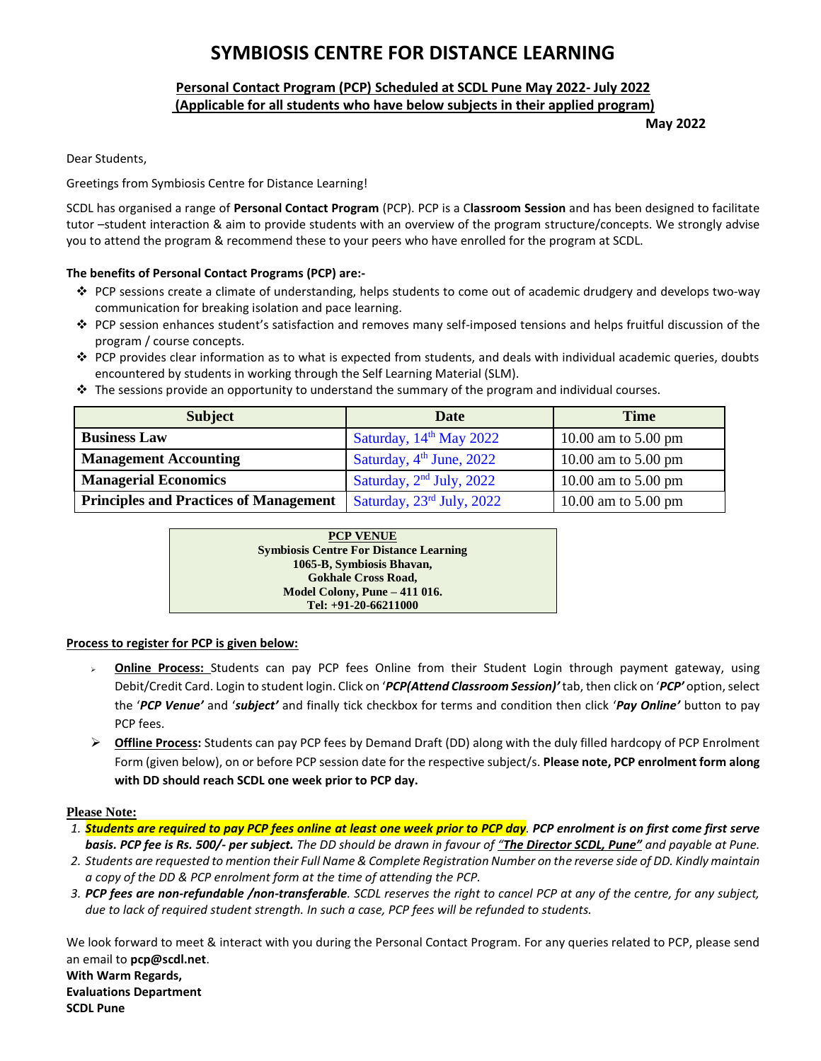# SYMBIOSIS CENTRE FOR DISTANCE LEARNING

## Personal Contact Program (PCP) Scheduled at SCDL Pune May 2022- July 2022 (Applicable for all students who have below subjects in their applied program)

**May 2022**

Dear Students,

Greetings from Symbiosis Centre for Distance Learning!

SCDL has organised a range of **Personal Contact Program** (PCP). PCP is a C**lassroom Session** and has been designed to facilitate tutor –student interaction & aim to provide students with an overview of the program structure/concepts. We strongly advise you to attend the program & recommend these to your peers who have enrolled for the program at SCDL.

**The benefits of Personal Contact Programs (PCP) are:-**

- PCP sessions create a climate of understanding, helps students to come out of academic drudgery and develops two-way communication for breaking isolation and pace learning.
- PCP session enhances student's satisfaction and removes many self-imposed tensions and helps fruitful discussion of the program / course concepts.
- PCP provides clear information as to what is expected from students, and deals with individual academic queries, doubts encountered by students in working through the Self Learning Material (SLM).
- The sessions provide an opportunity to understand the summary of the program and individual courses.

| Subject | Date | Time |
|---|---|---|
| **Business Law** | Saturday, 14th May 2022 | 10.00 am to 5.00 pm |
| **Management Accounting** | Saturday, 4th June, 2022 | 10.00 am to 5.00 pm |
| **Managerial Economics** | Saturday, 2nd July, 2022 | 10.00 am to 5.00 pm |
| **Principles and Practices of Management** | Saturday, 23rd July, 2022 | 10.00 am to 5.00 pm |

**PCP VENUE**
**Symbiosis Centre For Distance Learning**
**1065-B, Symbiosis Bhavan,**
**Gokhale Cross Road,**
**Model Colony, Pune – 411 016.**
**Tel: +91-20-66211000**

**Process to register for PCP is given below:**

- **Online Process:** Students can pay PCP fees Online from their Student Login through payment gateway, using Debit/Credit Card. Login to student login. Click on '***PCP(Attend Classroom Session)'*** tab, then click on '***PCP'*** option, select the '***PCP Venue'*** and '***subject'*** and finally tick checkbox for terms and condition then click '***Pay Online'*** button to pay PCP fees.
- **Offline Process:** Students can pay PCP fees by Demand Draft (DD) along with the duly filled hardcopy of PCP Enrolment Form (given below), on or before PCP session date for the respective subject/s. **Please note, PCP enrolment form along with DD should reach SCDL one week prior to PCP day.**

**Please Note:**

1. ***Students are required to pay PCP fees online at least one week prior to PCP day***. ***PCP enrolment is on first come first serve basis. PCP fee is Rs. 500/- per subject.*** *The DD should be drawn in favour of **"The Director SCDL, Pune"** and payable at Pune.*
2. *Students are requested to mention their Full Name & Complete Registration Number on the reverse side of DD. Kindly maintain a copy of the DD & PCP enrolment form at the time of attending the PCP.*
3. ***PCP fees are non-refundable /non-transferable***. *SCDL reserves the right to cancel PCP at any of the centre, for any subject, due to lack of required student strength. In such a case, PCP fees will be refunded to students.*

We look forward to meet & interact with you during the Personal Contact Program. For any queries related to PCP, please send an email to **pcp@scdl.net**.

**With Warm Regards,**
**Evaluations Department**
**SCDL Pune**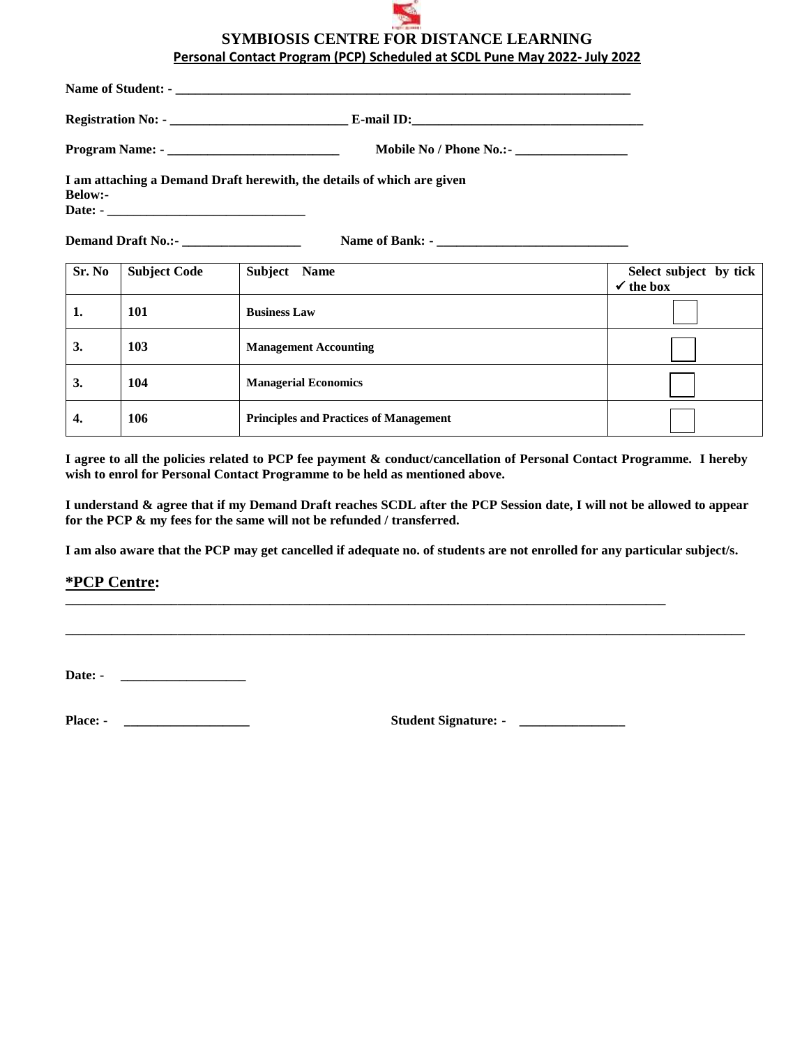# SYMBIOSIS CENTRE FOR DISTANCE LEARNING

## Personal Contact Program (PCP) Scheduled at SCDL Pune May 2022- July 2022

**Name of Student: -** ______________________________________________________________________

**Registration No: -** __________________________ **E-mail ID:**__________________________________

**Program Name: -** __________________________ **Mobile No / Phone No.:-** ________________

**I am attaching a Demand Draft herewith, the details of which are given Below:-**
**Date: -** ______________________________

**Demand Draft No.:-** _________________ **Name of Bank: -** ____________________________

| Sr. No | Subject Code | Subject Name | Select subject by tick ✓ the box |
|---|---|---|---|
| 1. | 101 | Business Law | ☐ |
| 3. | 103 | Management Accounting | ☐ |
| 3. | 104 | Managerial Economics | ☐ |
| 4. | 106 | Principles and Practices of Management | ☐ |

**I agree to all the policies related to PCP fee payment & conduct/cancellation of Personal Contact Programme. I hereby wish to enrol for Personal Contact Programme to be held as mentioned above.**

**I understand & agree that if my Demand Draft reaches SCDL after the PCP Session date, I will not be allowed to appear for the PCP & my fees for the same will not be refunded / transferred.**

**I am also aware that the PCP may get cancelled if adequate no. of students are not enrolled for any particular subject/s.**

**<u>*PCP Centre</u>:**
______________________________________________________________________________________

______________________________________________________________________________________

**Date: -** __________________

**Place: -** __________________ **Student Signature: -** _______________